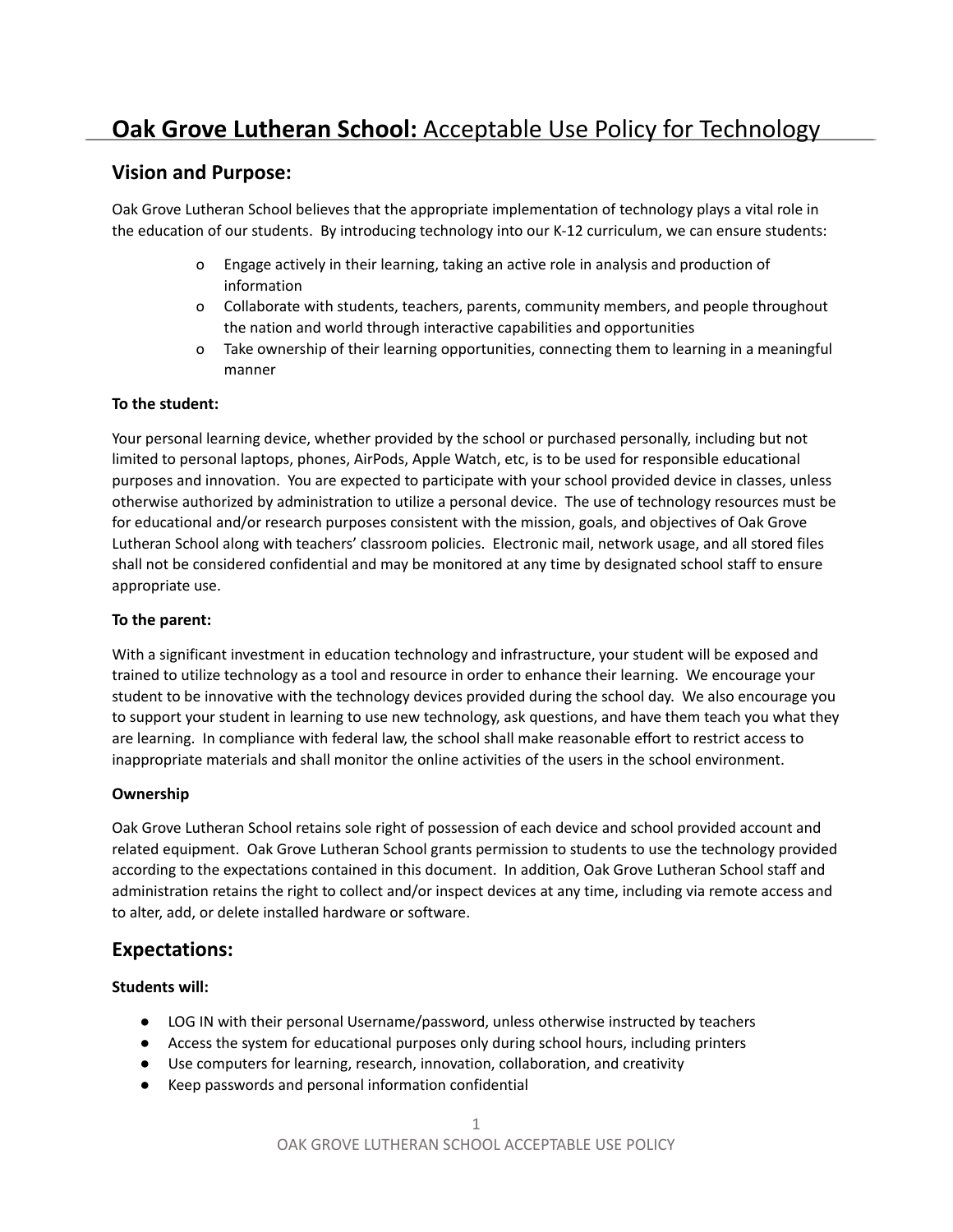# **Oak Grove Lutheran School:** Acceptable Use Policy for Technology

## Vision and Purpose:

Oak Grove Lutheran School believes that the appropriate implementation of technology plays a vital role in the education of our students. By introducing technology into our K-12 curriculum, we can ensure students:

- Engage actively in their learning, taking an active role in analysis and production of information
- Collaborate with students, teachers, parents, community members, and people throughout the nation and world through interactive capabilities and opportunities
- Take ownership of their learning opportunities, connecting them to learning in a meaningful manner

**To the student:**

Your personal learning device, whether provided by the school or purchased personally, including but not limited to personal laptops, phones, AirPods, Apple Watch, etc, is to be used for responsible educational purposes and innovation. You are expected to participate with your school provided device in classes, unless otherwise authorized by administration to utilize a personal device. The use of technology resources must be for educational and/or research purposes consistent with the mission, goals, and objectives of Oak Grove Lutheran School along with teachers' classroom policies. Electronic mail, network usage, and all stored files shall not be considered confidential and may be monitored at any time by designated school staff to ensure appropriate use.

**To the parent:**

With a significant investment in education technology and infrastructure, your student will be exposed and trained to utilize technology as a tool and resource in order to enhance their learning. We encourage your student to be innovative with the technology devices provided during the school day. We also encourage you to support your student in learning to use new technology, ask questions, and have them teach you what they are learning. In compliance with federal law, the school shall make reasonable effort to restrict access to inappropriate materials and shall monitor the online activities of the users in the school environment.

**Ownership**

Oak Grove Lutheran School retains sole right of possession of each device and school provided account and related equipment. Oak Grove Lutheran School grants permission to students to use the technology provided according to the expectations contained in this document. In addition, Oak Grove Lutheran School staff and administration retains the right to collect and/or inspect devices at any time, including via remote access and to alter, add, or delete installed hardware or software.

## Expectations:

**Students will:**

- LOG IN with their personal Username/password, unless otherwise instructed by teachers
- Access the system for educational purposes only during school hours, including printers
- Use computers for learning, research, innovation, collaboration, and creativity
- Keep passwords and personal information confidential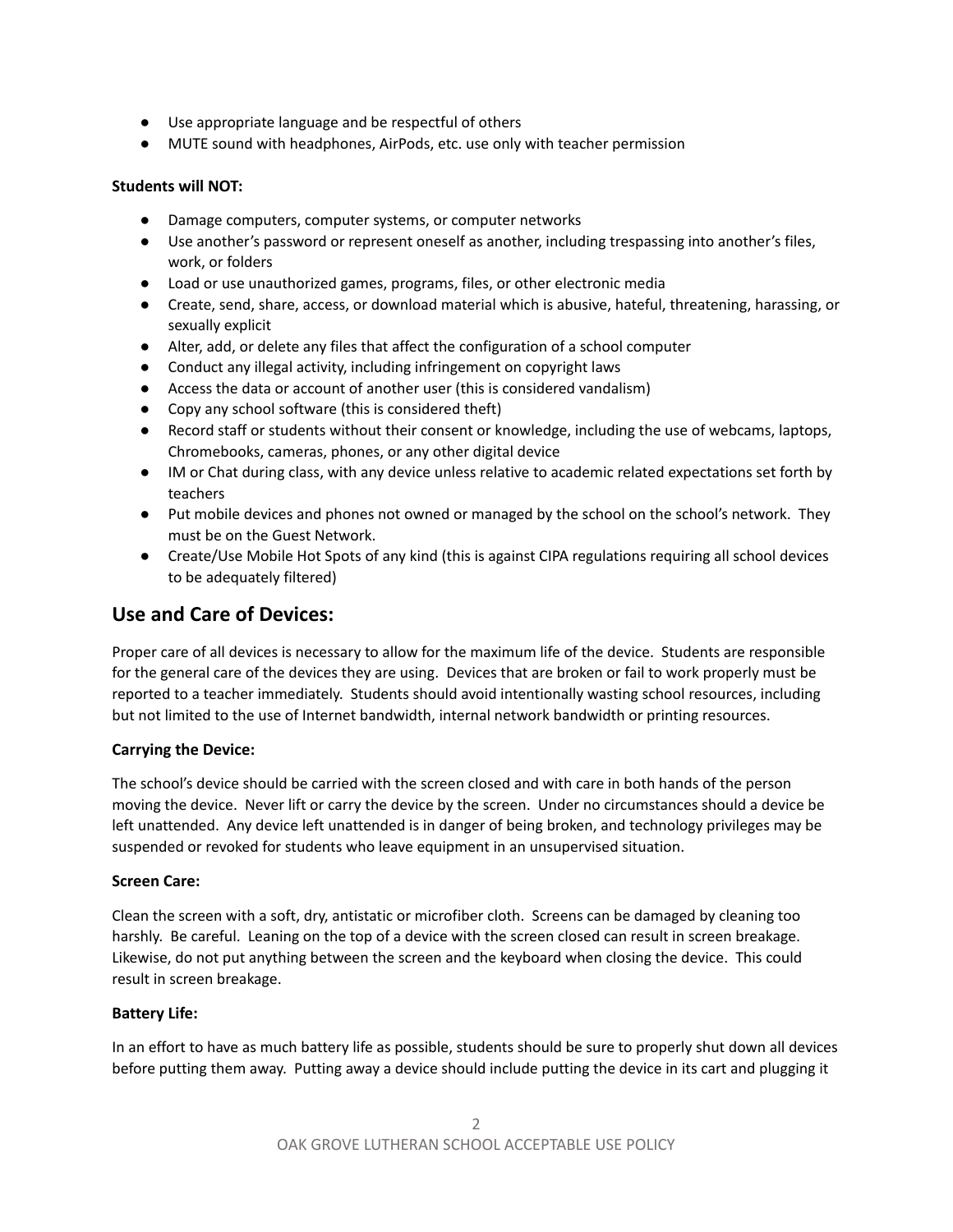- Use appropriate language and be respectful of others
- MUTE sound with headphones, AirPods, etc. use only with teacher permission

**Students will NOT:**

- Damage computers, computer systems, or computer networks
- Use another's password or represent oneself as another, including trespassing into another's files, work, or folders
- Load or use unauthorized games, programs, files, or other electronic media
- Create, send, share, access, or download material which is abusive, hateful, threatening, harassing, or sexually explicit
- Alter, add, or delete any files that affect the configuration of a school computer
- Conduct any illegal activity, including infringement on copyright laws
- Access the data or account of another user (this is considered vandalism)
- Copy any school software (this is considered theft)
- Record staff or students without their consent or knowledge, including the use of webcams, laptops, Chromebooks, cameras, phones, or any other digital device
- IM or Chat during class, with any device unless relative to academic related expectations set forth by teachers
- Put mobile devices and phones not owned or managed by the school on the school's network. They must be on the Guest Network.
- Create/Use Mobile Hot Spots of any kind (this is against CIPA regulations requiring all school devices to be adequately filtered)

## Use and Care of Devices:

Proper care of all devices is necessary to allow for the maximum life of the device. Students are responsible for the general care of the devices they are using. Devices that are broken or fail to work properly must be reported to a teacher immediately. Students should avoid intentionally wasting school resources, including but not limited to the use of Internet bandwidth, internal network bandwidth or printing resources.

**Carrying the Device:**

The school's device should be carried with the screen closed and with care in both hands of the person moving the device. Never lift or carry the device by the screen. Under no circumstances should a device be left unattended. Any device left unattended is in danger of being broken, and technology privileges may be suspended or revoked for students who leave equipment in an unsupervised situation.

**Screen Care:**

Clean the screen with a soft, dry, antistatic or microfiber cloth. Screens can be damaged by cleaning too harshly. Be careful. Leaning on the top of a device with the screen closed can result in screen breakage. Likewise, do not put anything between the screen and the keyboard when closing the device. This could result in screen breakage.

**Battery Life:**

In an effort to have as much battery life as possible, students should be sure to properly shut down all devices before putting them away. Putting away a device should include putting the device in its cart and plugging it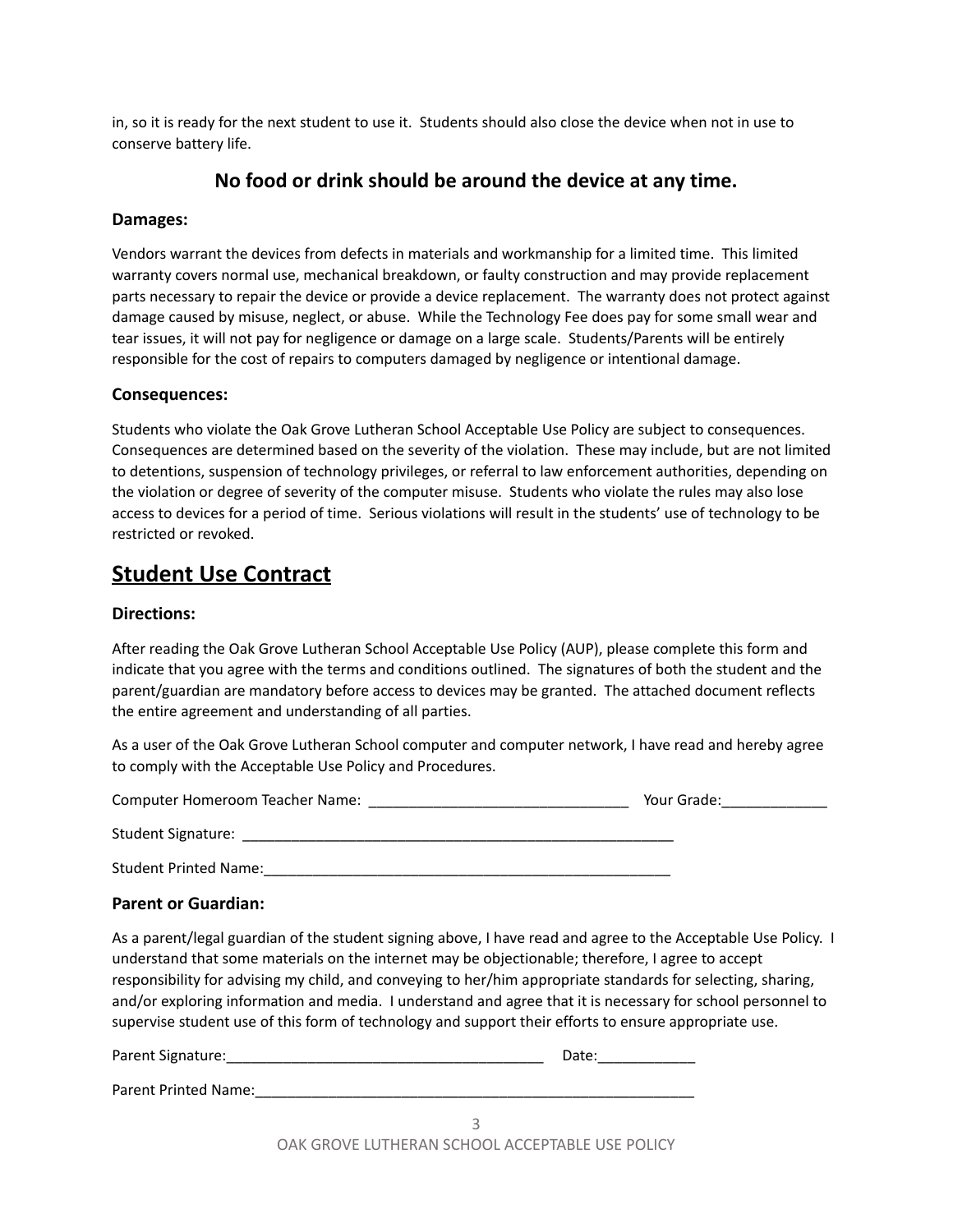in, so it is ready for the next student to use it. Students should also close the device when not in use to conserve battery life.

### No food or drink should be around the device at any time.

### Damages:

Vendors warrant the devices from defects in materials and workmanship for a limited time. This limited warranty covers normal use, mechanical breakdown, or faulty construction and may provide replacement parts necessary to repair the device or provide a device replacement. The warranty does not protect against damage caused by misuse, neglect, or abuse. While the Technology Fee does pay for some small wear and tear issues, it will not pay for negligence or damage on a large scale. Students/Parents will be entirely responsible for the cost of repairs to computers damaged by negligence or intentional damage.

### Consequences:

Students who violate the Oak Grove Lutheran School Acceptable Use Policy are subject to consequences. Consequences are determined based on the severity of the violation. These may include, but are not limited to detentions, suspension of technology privileges, or referral to law enforcement authorities, depending on the violation or degree of severity of the computer misuse. Students who violate the rules may also lose access to devices for a period of time. Serious violations will result in the students' use of technology to be restricted or revoked.

## Student Use Contract

### Directions:

After reading the Oak Grove Lutheran School Acceptable Use Policy (AUP), please complete this form and indicate that you agree with the terms and conditions outlined. The signatures of both the student and the parent/guardian are mandatory before access to devices may be granted. The attached document reflects the entire agreement and understanding of all parties.

As a user of the Oak Grove Lutheran School computer and computer network, I have read and hereby agree to comply with the Acceptable Use Policy and Procedures.

Computer Homeroom Teacher Name: ________________________________ Your Grade:_____________

Student Signature: ________________________________________________________

Student Printed Name:_____________________________________________________

### Parent or Guardian:

As a parent/legal guardian of the student signing above, I have read and agree to the Acceptable Use Policy. I understand that some materials on the internet may be objectionable; therefore, I agree to accept responsibility for advising my child, and conveying to her/him appropriate standards for selecting, sharing, and/or exploring information and media. I understand and agree that it is necessary for school personnel to supervise student use of this form of technology and support their efforts to ensure appropriate use.

Parent Signature:_______________________________________ Date:____________

Parent Printed Name:_________________________________________________________